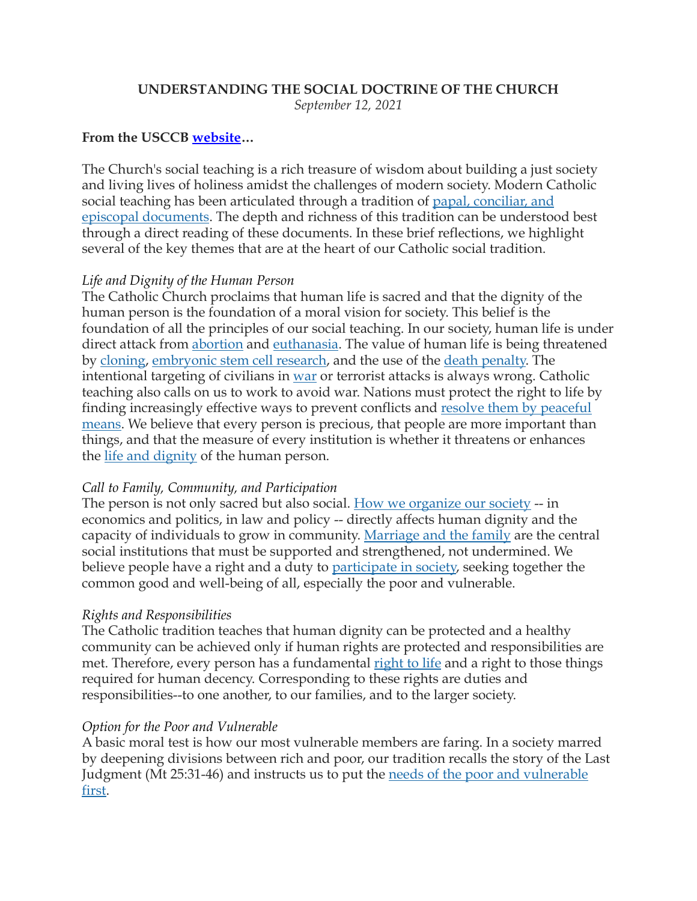# UNDERSTANDING THE SOCIAL DOCTRINE OF THE CHURCH

*September 12, 2021*

**From the USCCB website…**

The Church's social teaching is a rich treasure of wisdom about building a just society and living lives of holiness amidst the challenges of modern society. Modern Catholic social teaching has been articulated through a tradition of papal, conciliar, and episcopal documents. The depth and richness of this tradition can be understood best through a direct reading of these documents. In these brief reflections, we highlight several of the key themes that are at the heart of our Catholic social tradition.

*Life and Dignity of the Human Person*

The Catholic Church proclaims that human life is sacred and that the dignity of the human person is the foundation of a moral vision for society. This belief is the foundation of all the principles of our social teaching. In our society, human life is under direct attack from abortion and euthanasia. The value of human life is being threatened by cloning, embryonic stem cell research, and the use of the death penalty. The intentional targeting of civilians in war or terrorist attacks is always wrong. Catholic teaching also calls on us to work to avoid war. Nations must protect the right to life by finding increasingly effective ways to prevent conflicts and resolve them by peaceful means. We believe that every person is precious, that people are more important than things, and that the measure of every institution is whether it threatens or enhances the life and dignity of the human person.

*Call to Family, Community, and Participation*

The person is not only sacred but also social. How we organize our society -- in economics and politics, in law and policy -- directly affects human dignity and the capacity of individuals to grow in community. Marriage and the family are the central social institutions that must be supported and strengthened, not undermined. We believe people have a right and a duty to participate in society, seeking together the common good and well-being of all, especially the poor and vulnerable.

*Rights and Responsibilities*

The Catholic tradition teaches that human dignity can be protected and a healthy community can be achieved only if human rights are protected and responsibilities are met. Therefore, every person has a fundamental right to life and a right to those things required for human decency. Corresponding to these rights are duties and responsibilities--to one another, to our families, and to the larger society.

*Option for the Poor and Vulnerable*

A basic moral test is how our most vulnerable members are faring. In a society marred by deepening divisions between rich and poor, our tradition recalls the story of the Last Judgment (Mt 25:31-46) and instructs us to put the needs of the poor and vulnerable first.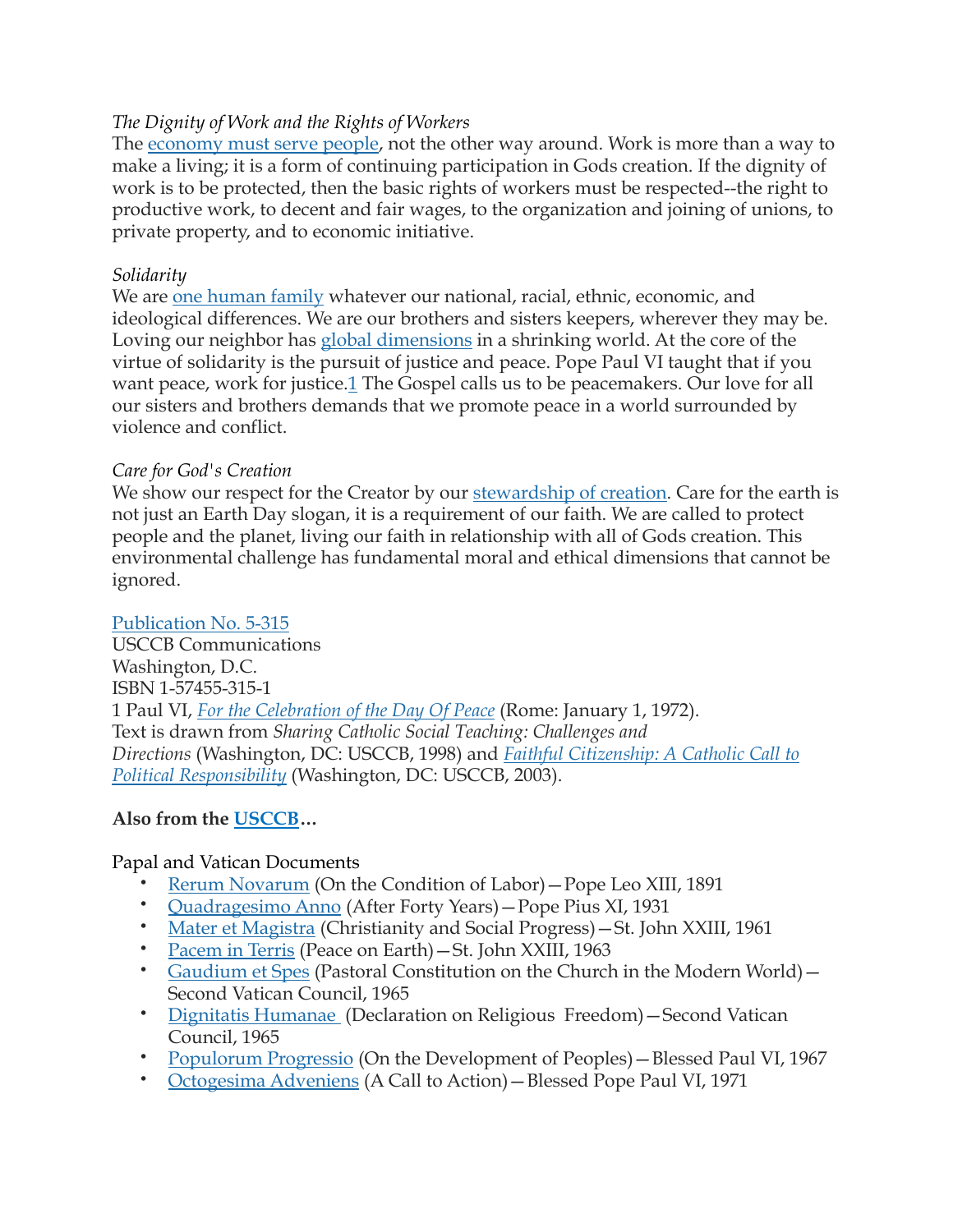*The Dignity of Work and the Rights of Workers*

The economy must serve people, not the other way around. Work is more than a way to make a living; it is a form of continuing participation in Gods creation. If the dignity of work is to be protected, then the basic rights of workers must be respected--the right to productive work, to decent and fair wages, to the organization and joining of unions, to private property, and to economic initiative.

*Solidarity*

We are one human family whatever our national, racial, ethnic, economic, and ideological differences. We are our brothers and sisters keepers, wherever they may be. Loving our neighbor has global dimensions in a shrinking world. At the core of the virtue of solidarity is the pursuit of justice and peace. Pope Paul VI taught that if you want peace, work for justice.[1] The Gospel calls us to be peacemakers. Our love for all our sisters and brothers demands that we promote peace in a world surrounded by violence and conflict.

*Care for God's Creation*

We show our respect for the Creator by our stewardship of creation. Care for the earth is not just an Earth Day slogan, it is a requirement of our faith. We are called to protect people and the planet, living our faith in relationship with all of Gods creation. This environmental challenge has fundamental moral and ethical dimensions that cannot be ignored.

Publication No. 5-315
USCCB Communications
Washington, D.C.
ISBN 1-57455-315-1

1 Paul VI, *For the Celebration of the Day Of Peace* (Rome: January 1, 1972).

Text is drawn from *Sharing Catholic Social Teaching: Challenges and Directions* (Washington, DC: USCCB, 1998) and *Faithful Citizenship: A Catholic Call to Political Responsibility* (Washington, DC: USCCB, 2003).

**Also from the USCCB…**

Papal and Vatican Documents

- Rerum Novarum (On the Condition of Labor)—Pope Leo XIII, 1891
- Quadragesimo Anno (After Forty Years)—Pope Pius XI, 1931
- Mater et Magistra (Christianity and Social Progress)—St. John XXIII, 1961
- Pacem in Terris (Peace on Earth)—St. John XXIII, 1963
- Gaudium et Spes (Pastoral Constitution on the Church in the Modern World)—Second Vatican Council, 1965
- Dignitatis Humanae (Declaration on Religious Freedom)—Second Vatican Council, 1965
- Populorum Progressio (On the Development of Peoples)—Blessed Paul VI, 1967
- Octogesima Adveniens (A Call to Action)—Blessed Pope Paul VI, 1971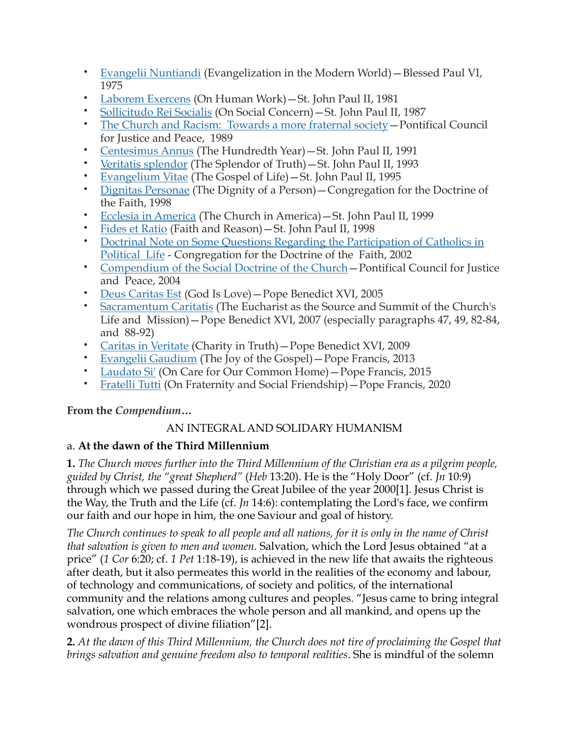- Evangelii Nuntiandi (Evangelization in the Modern World)—Blessed Paul VI, 1975
- Laborem Exercens (On Human Work)—St. John Paul II, 1981
- Sollicitudo Rei Socialis (On Social Concern)—St. John Paul II, 1987
- The Church and Racism: Towards a more fraternal society—Pontifical Council for Justice and Peace, 1989
- Centesimus Annus (The Hundredth Year)—St. John Paul II, 1991
- Veritatis splendor (The Splendor of Truth)—St. John Paul II, 1993
- Evangelium Vitae (The Gospel of Life)—St. John Paul II, 1995
- Dignitas Personae (The Dignity of a Person)—Congregation for the Doctrine of the Faith, 1998
- Ecclesia in America (The Church in America)—St. John Paul II, 1999
- Fides et Ratio (Faith and Reason)—St. John Paul II, 1998
- Doctrinal Note on Some Questions Regarding the Participation of Catholics in Political Life - Congregation for the Doctrine of the Faith, 2002
- Compendium of the Social Doctrine of the Church—Pontifical Council for Justice and Peace, 2004
- Deus Caritas Est (God Is Love)—Pope Benedict XVI, 2005
- Sacramentum Caritatis (The Eucharist as the Source and Summit of the Church's Life and Mission)—Pope Benedict XVI, 2007 (especially paragraphs 47, 49, 82-84, and 88-92)
- Caritas in Veritate (Charity in Truth)—Pope Benedict XVI, 2009
- Evangelii Gaudium (The Joy of the Gospel)—Pope Francis, 2013
- Laudato Si' (On Care for Our Common Home)—Pope Francis, 2015
- Fratelli Tutti (On Fraternity and Social Friendship)—Pope Francis, 2020

**From the *Compendium*…**

AN INTEGRAL AND SOLIDARY HUMANISM

a. **At the dawn of the Third Millennium**

**1.** *The Church moves further into the Third Millennium of the Christian era as a pilgrim people, guided by Christ, the "great Shepherd"* (*Heb* 13:20). He is the "Holy Door" (cf. *Jn* 10:9) through which we passed during the Great Jubilee of the year 2000[1]. Jesus Christ is the Way, the Truth and the Life (cf. *Jn* 14:6): contemplating the Lord's face, we confirm our faith and our hope in him, the one Saviour and goal of history.

*The Church continues to speak to all people and all nations, for it is only in the name of Christ that salvation is given to men and women.* Salvation, which the Lord Jesus obtained "at a price" (*1 Cor* 6:20; cf. *1 Pet* 1:18-19), is achieved in the new life that awaits the righteous after death, but it also permeates this world in the realities of the economy and labour, of technology and communications, of society and politics, of the international community and the relations among cultures and peoples. "Jesus came to bring integral salvation, one which embraces the whole person and all mankind, and opens up the wondrous prospect of divine filiation"[2].

**2.** *At the dawn of this Third Millennium, the Church does not tire of proclaiming the Gospel that brings salvation and genuine freedom also to temporal realities*. She is mindful of the solemn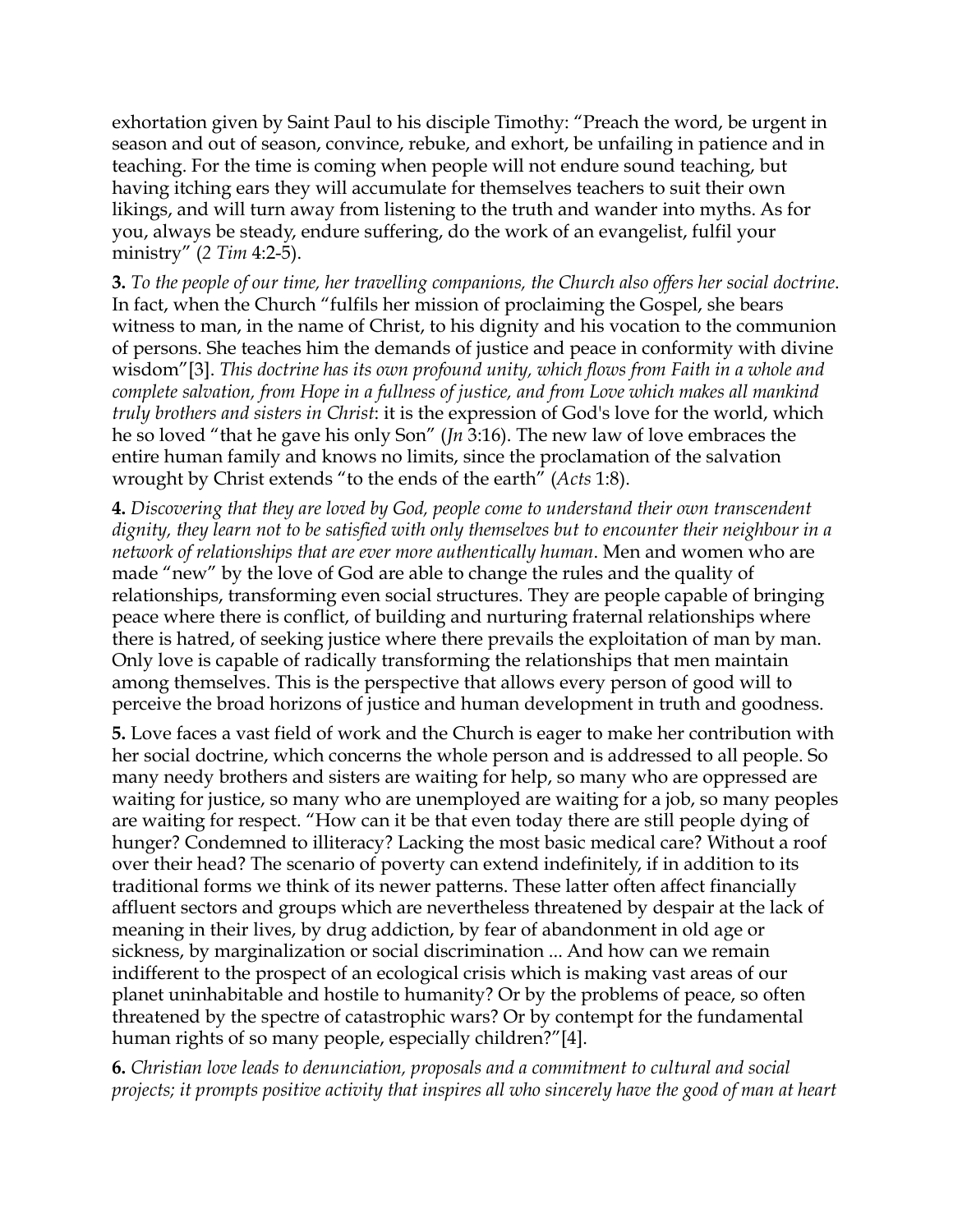exhortation given by Saint Paul to his disciple Timothy: "Preach the word, be urgent in season and out of season, convince, rebuke, and exhort, be unfailing in patience and in teaching. For the time is coming when people will not endure sound teaching, but having itching ears they will accumulate for themselves teachers to suit their own likings, and will turn away from listening to the truth and wander into myths. As for you, always be steady, endure suffering, do the work of an evangelist, fulfil your ministry" (*2 Tim* 4:2-5).

**3.** *To the people of our time, her travelling companions, the Church also offers her social doctrine*. In fact, when the Church "fulfils her mission of proclaiming the Gospel, she bears witness to man, in the name of Christ, to his dignity and his vocation to the communion of persons. She teaches him the demands of justice and peace in conformity with divine wisdom"[3]. *This doctrine has its own profound unity, which flows from Faith in a whole and complete salvation, from Hope in a fullness of justice, and from Love which makes all mankind truly brothers and sisters in Christ*: it is the expression of God's love for the world, which he so loved "that he gave his only Son" (*Jn* 3:16). The new law of love embraces the entire human family and knows no limits, since the proclamation of the salvation wrought by Christ extends "to the ends of the earth" (*Acts* 1:8).

**4.** *Discovering that they are loved by God, people come to understand their own transcendent dignity, they learn not to be satisfied with only themselves but to encounter their neighbour in a network of relationships that are ever more authentically human*. Men and women who are made "new" by the love of God are able to change the rules and the quality of relationships, transforming even social structures. They are people capable of bringing peace where there is conflict, of building and nurturing fraternal relationships where there is hatred, of seeking justice where there prevails the exploitation of man by man. Only love is capable of radically transforming the relationships that men maintain among themselves. This is the perspective that allows every person of good will to perceive the broad horizons of justice and human development in truth and goodness.

**5.** Love faces a vast field of work and the Church is eager to make her contribution with her social doctrine, which concerns the whole person and is addressed to all people. So many needy brothers and sisters are waiting for help, so many who are oppressed are waiting for justice, so many who are unemployed are waiting for a job, so many peoples are waiting for respect. "How can it be that even today there are still people dying of hunger? Condemned to illiteracy? Lacking the most basic medical care? Without a roof over their head? The scenario of poverty can extend indefinitely, if in addition to its traditional forms we think of its newer patterns. These latter often affect financially affluent sectors and groups which are nevertheless threatened by despair at the lack of meaning in their lives, by drug addiction, by fear of abandonment in old age or sickness, by marginalization or social discrimination ... And how can we remain indifferent to the prospect of an ecological crisis which is making vast areas of our planet uninhabitable and hostile to humanity? Or by the problems of peace, so often threatened by the spectre of catastrophic wars? Or by contempt for the fundamental human rights of so many people, especially children?"[4].

**6.** *Christian love leads to denunciation, proposals and a commitment to cultural and social projects; it prompts positive activity that inspires all who sincerely have the good of man at heart*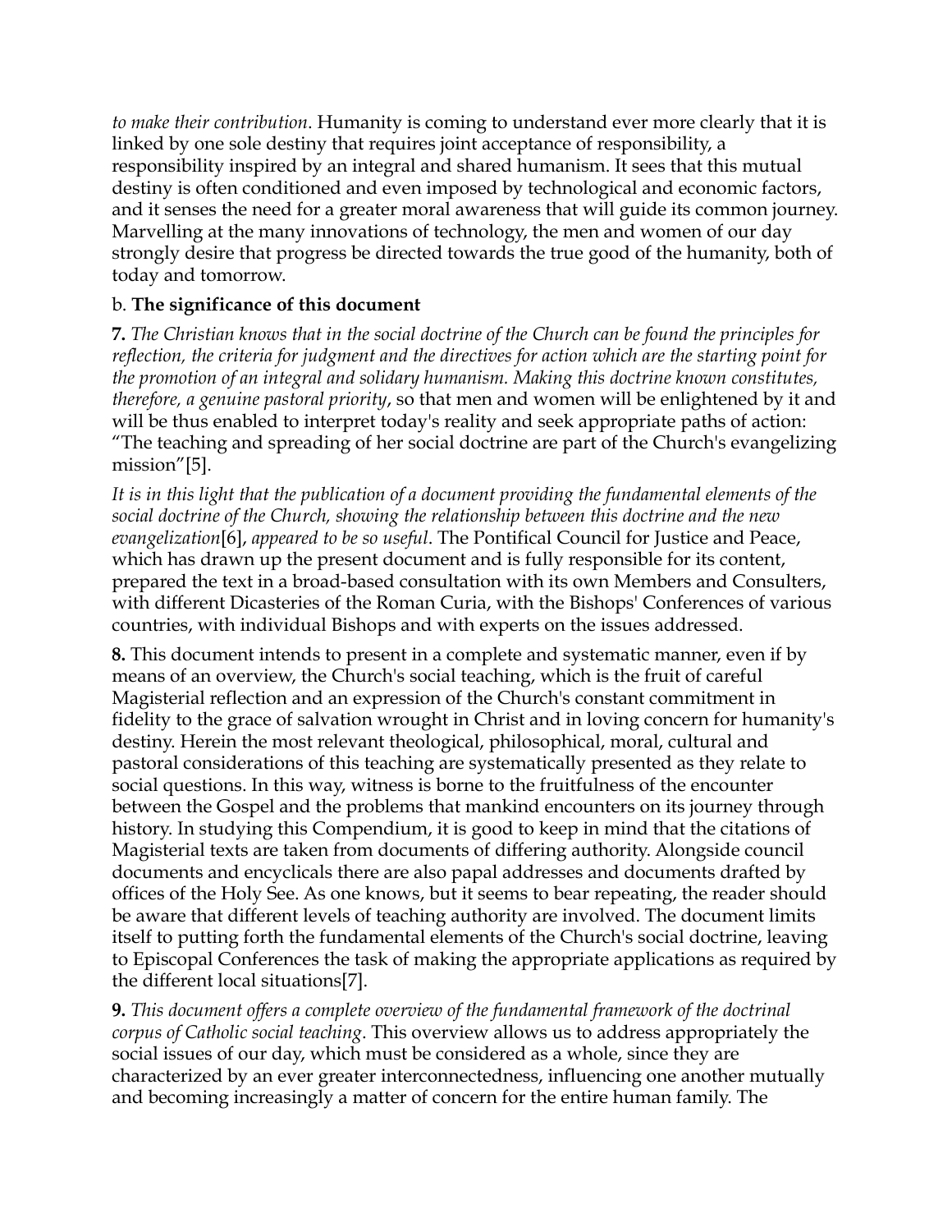*to make their contribution*. Humanity is coming to understand ever more clearly that it is linked by one sole destiny that requires joint acceptance of responsibility, a responsibility inspired by an integral and shared humanism. It sees that this mutual destiny is often conditioned and even imposed by technological and economic factors, and it senses the need for a greater moral awareness that will guide its common journey. Marvelling at the many innovations of technology, the men and women of our day strongly desire that progress be directed towards the true good of the humanity, both of today and tomorrow.

b. **The significance of this document**

**7.** *The Christian knows that in the social doctrine of the Church can be found the principles for reflection, the criteria for judgment and the directives for action which are the starting point for the promotion of an integral and solidary humanism. Making this doctrine known constitutes, therefore, a genuine pastoral priority*, so that men and women will be enlightened by it and will be thus enabled to interpret today's reality and seek appropriate paths of action: "The teaching and spreading of her social doctrine are part of the Church's evangelizing mission"[5].

*It is in this light that the publication of a document providing the fundamental elements of the social doctrine of the Church, showing the relationship between this doctrine and the new evangelization*[6], *appeared to be so useful*. The Pontifical Council for Justice and Peace, which has drawn up the present document and is fully responsible for its content, prepared the text in a broad-based consultation with its own Members and Consulters, with different Dicasteries of the Roman Curia, with the Bishops' Conferences of various countries, with individual Bishops and with experts on the issues addressed.

**8.** This document intends to present in a complete and systematic manner, even if by means of an overview, the Church's social teaching, which is the fruit of careful Magisterial reflection and an expression of the Church's constant commitment in fidelity to the grace of salvation wrought in Christ and in loving concern for humanity's destiny. Herein the most relevant theological, philosophical, moral, cultural and pastoral considerations of this teaching are systematically presented as they relate to social questions. In this way, witness is borne to the fruitfulness of the encounter between the Gospel and the problems that mankind encounters on its journey through history. In studying this Compendium, it is good to keep in mind that the citations of Magisterial texts are taken from documents of differing authority. Alongside council documents and encyclicals there are also papal addresses and documents drafted by offices of the Holy See. As one knows, but it seems to bear repeating, the reader should be aware that different levels of teaching authority are involved. The document limits itself to putting forth the fundamental elements of the Church's social doctrine, leaving to Episcopal Conferences the task of making the appropriate applications as required by the different local situations[7].

**9.** *This document offers a complete overview of the fundamental framework of the doctrinal corpus of Catholic social teaching*. This overview allows us to address appropriately the social issues of our day, which must be considered as a whole, since they are characterized by an ever greater interconnectedness, influencing one another mutually and becoming increasingly a matter of concern for the entire human family. The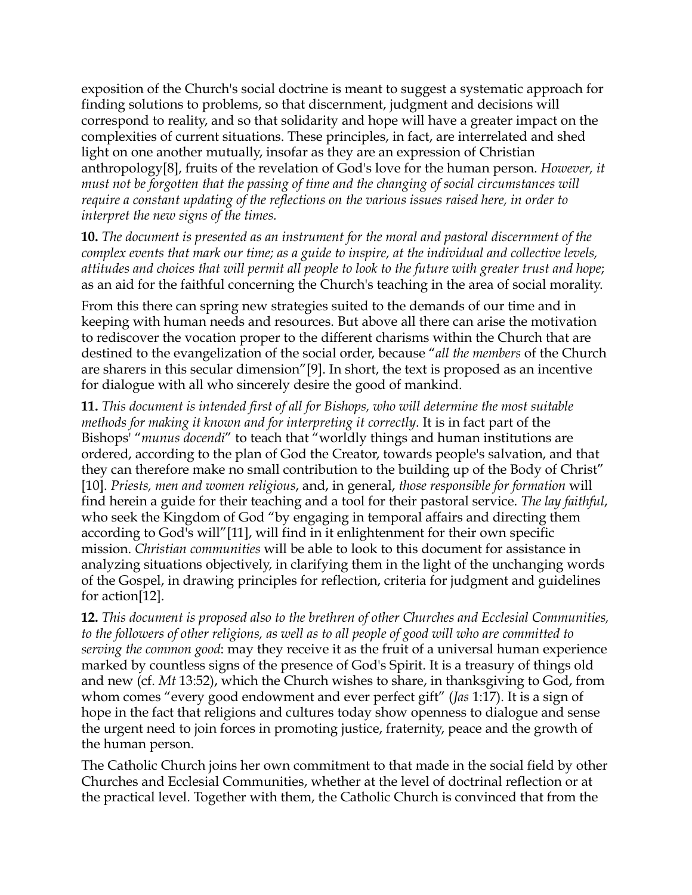exposition of the Church's social doctrine is meant to suggest a systematic approach for finding solutions to problems, so that discernment, judgment and decisions will correspond to reality, and so that solidarity and hope will have a greater impact on the complexities of current situations. These principles, in fact, are interrelated and shed light on one another mutually, insofar as they are an expression of Christian anthropology[8], fruits of the revelation of God's love for the human person. *However, it must not be forgotten that the passing of time and the changing of social circumstances will require a constant updating of the reflections on the various issues raised here, in order to interpret the new signs of the times.*

**10.** *The document is presented as an instrument for the moral and pastoral discernment of the complex events that mark our time; as a guide to inspire, at the individual and collective levels, attitudes and choices that will permit all people to look to the future with greater trust and hope*; as an aid for the faithful concerning the Church's teaching in the area of social morality.

From this there can spring new strategies suited to the demands of our time and in keeping with human needs and resources. But above all there can arise the motivation to rediscover the vocation proper to the different charisms within the Church that are destined to the evangelization of the social order, because "*all the members* of the Church are sharers in this secular dimension"[9]. In short, the text is proposed as an incentive for dialogue with all who sincerely desire the good of mankind.

**11.** *This document is intended first of all for Bishops, who will determine the most suitable methods for making it known and for interpreting it correctly*. It is in fact part of the Bishops' "*munus docendi*" to teach that "worldly things and human institutions are ordered, according to the plan of God the Creator, towards people's salvation, and that they can therefore make no small contribution to the building up of the Body of Christ" [10]. *Priests, men and women religious*, and, in general, *those responsible for formation* will find herein a guide for their teaching and a tool for their pastoral service. *The lay faithful*, who seek the Kingdom of God "by engaging in temporal affairs and directing them according to God's will"[11], will find in it enlightenment for their own specific mission. *Christian communities* will be able to look to this document for assistance in analyzing situations objectively, in clarifying them in the light of the unchanging words of the Gospel, in drawing principles for reflection, criteria for judgment and guidelines for action[12].

**12.** *This document is proposed also to the brethren of other Churches and Ecclesial Communities, to the followers of other religions, as well as to all people of good will who are committed to serving the common good*: may they receive it as the fruit of a universal human experience marked by countless signs of the presence of God's Spirit. It is a treasury of things old and new (cf. *Mt* 13:52), which the Church wishes to share, in thanksgiving to God, from whom comes "every good endowment and ever perfect gift" (*Jas* 1:17). It is a sign of hope in the fact that religions and cultures today show openness to dialogue and sense the urgent need to join forces in promoting justice, fraternity, peace and the growth of the human person.

The Catholic Church joins her own commitment to that made in the social field by other Churches and Ecclesial Communities, whether at the level of doctrinal reflection or at the practical level. Together with them, the Catholic Church is convinced that from the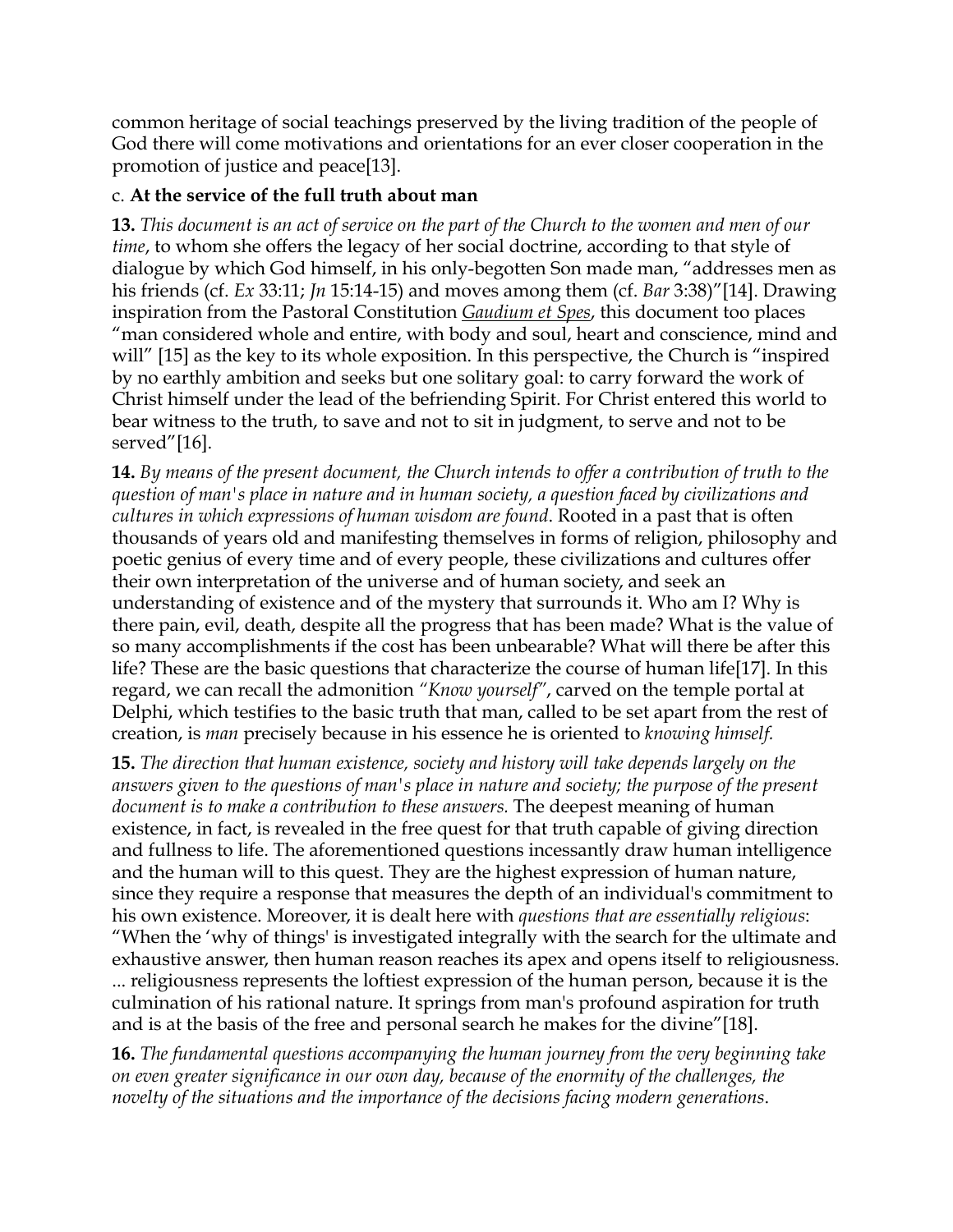common heritage of social teachings preserved by the living tradition of the people of God there will come motivations and orientations for an ever closer cooperation in the promotion of justice and peace[13].

c. **At the service of the full truth about man**

**13.** *This document is an act of service on the part of the Church to the women and men of our time*, to whom she offers the legacy of her social doctrine, according to that style of dialogue by which God himself, in his only-begotten Son made man, "addresses men as his friends (cf. *Ex* 33:11; *Jn* 15:14-15) and moves among them (cf. *Bar* 3:38)"[14]. Drawing inspiration from the Pastoral Constitution *Gaudium et Spes*, this document too places "man considered whole and entire, with body and soul, heart and conscience, mind and will" [15] as the key to its whole exposition. In this perspective, the Church is "inspired by no earthly ambition and seeks but one solitary goal: to carry forward the work of Christ himself under the lead of the befriending Spirit. For Christ entered this world to bear witness to the truth, to save and not to sit in judgment, to serve and not to be served"[16].

**14.** *By means of the present document, the Church intends to offer a contribution of truth to the question of man's place in nature and in human society, a question faced by civilizations and cultures in which expressions of human wisdom are found*. Rooted in a past that is often thousands of years old and manifesting themselves in forms of religion, philosophy and poetic genius of every time and of every people, these civilizations and cultures offer their own interpretation of the universe and of human society, and seek an understanding of existence and of the mystery that surrounds it. Who am I? Why is there pain, evil, death, despite all the progress that has been made? What is the value of so many accomplishments if the cost has been unbearable? What will there be after this life? These are the basic questions that characterize the course of human life[17]. In this regard, we can recall the admonition *"Know yourself"*, carved on the temple portal at Delphi, which testifies to the basic truth that man, called to be set apart from the rest of creation, is *man* precisely because in his essence he is oriented to *knowing himself*.

**15.** *The direction that human existence, society and history will take depends largely on the answers given to the questions of man's place in nature and society; the purpose of the present document is to make a contribution to these answers.* The deepest meaning of human existence, in fact, is revealed in the free quest for that truth capable of giving direction and fullness to life. The aforementioned questions incessantly draw human intelligence and the human will to this quest. They are the highest expression of human nature, since they require a response that measures the depth of an individual's commitment to his own existence. Moreover, it is dealt here with *questions that are essentially religious*: "When the 'why of things' is investigated integrally with the search for the ultimate and exhaustive answer, then human reason reaches its apex and opens itself to religiousness. ... religiousness represents the loftiest expression of the human person, because it is the culmination of his rational nature. It springs from man's profound aspiration for truth and is at the basis of the free and personal search he makes for the divine"[18].

**16.** *The fundamental questions accompanying the human journey from the very beginning take on even greater significance in our own day, because of the enormity of the challenges, the novelty of the situations and the importance of the decisions facing modern generations*.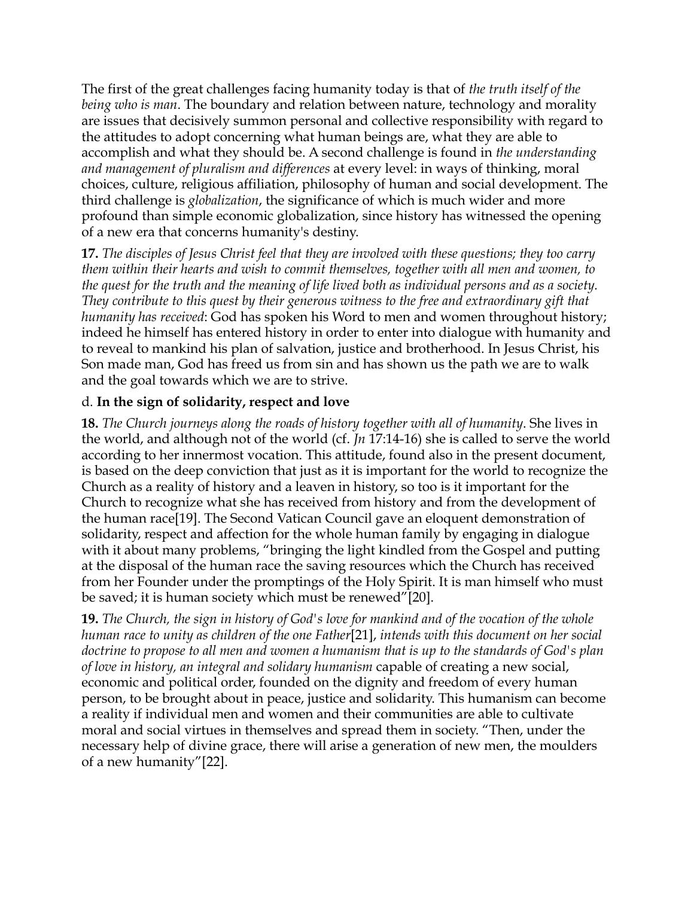The first of the great challenges facing humanity today is that of *the truth itself of the being who is man*. The boundary and relation between nature, technology and morality are issues that decisively summon personal and collective responsibility with regard to the attitudes to adopt concerning what human beings are, what they are able to accomplish and what they should be. A second challenge is found in *the understanding and management of pluralism and differences* at every level: in ways of thinking, moral choices, culture, religious affiliation, philosophy of human and social development. The third challenge is *globalization*, the significance of which is much wider and more profound than simple economic globalization, since history has witnessed the opening of a new era that concerns humanity's destiny.

**17.** *The disciples of Jesus Christ feel that they are involved with these questions; they too carry them within their hearts and wish to commit themselves, together with all men and women, to the quest for the truth and the meaning of life lived both as individual persons and as a society. They contribute to this quest by their generous witness to the free and extraordinary gift that humanity has received*: God has spoken his Word to men and women throughout history; indeed he himself has entered history in order to enter into dialogue with humanity and to reveal to mankind his plan of salvation, justice and brotherhood. In Jesus Christ, his Son made man, God has freed us from sin and has shown us the path we are to walk and the goal towards which we are to strive.

### d. **In the sign of solidarity, respect and love**

**18.** *The Church journeys along the roads of history together with all of humanity*. She lives in the world, and although not of the world (cf. *Jn* 17:14-16) she is called to serve the world according to her innermost vocation. This attitude, found also in the present document, is based on the deep conviction that just as it is important for the world to recognize the Church as a reality of history and a leaven in history, so too is it important for the Church to recognize what she has received from history and from the development of the human race[19]. The Second Vatican Council gave an eloquent demonstration of solidarity, respect and affection for the whole human family by engaging in dialogue with it about many problems, "bringing the light kindled from the Gospel and putting at the disposal of the human race the saving resources which the Church has received from her Founder under the promptings of the Holy Spirit. It is man himself who must be saved; it is human society which must be renewed"[20].

**19.** *The Church, the sign in history of God's love for mankind and of the vocation of the whole human race to unity as children of the one Father*[21], *intends with this document on her social doctrine to propose to all men and women a humanism that is up to the standards of God's plan of love in history, an integral and solidary humanism* capable of creating a new social, economic and political order, founded on the dignity and freedom of every human person, to be brought about in peace, justice and solidarity. This humanism can become a reality if individual men and women and their communities are able to cultivate moral and social virtues in themselves and spread them in society. "Then, under the necessary help of divine grace, there will arise a generation of new men, the moulders of a new humanity"[22].